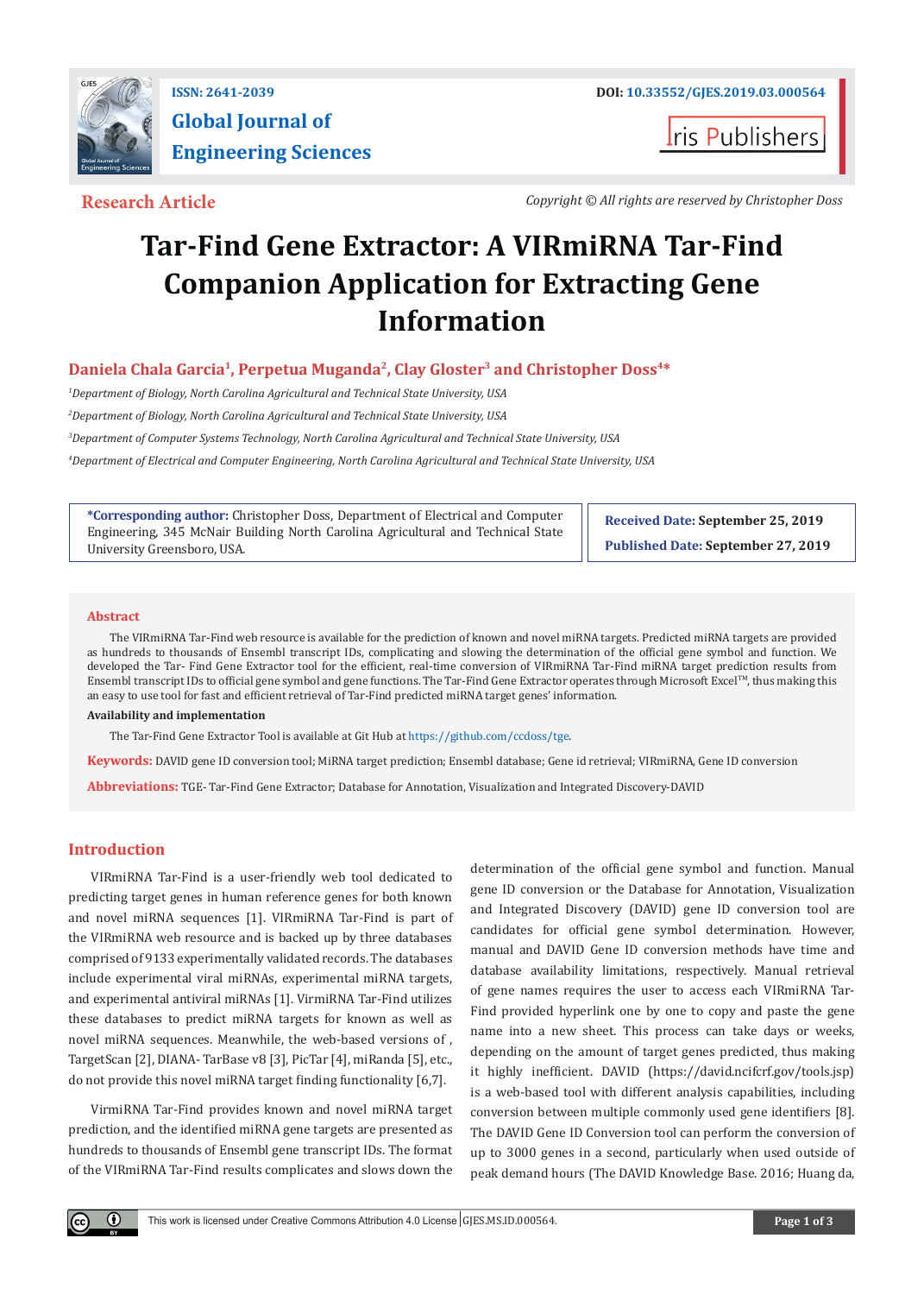Research Article

Copyright © All rights are reserved by Christopher Doss

# Tar-Find Gene Extractor: A VIRmiRNA Tar-Find Companion Application for Extracting Gene Information

**Daniela Chala Garcia[1], Perpetua Muganda[2], Clay Gloster[3] and Christopher Doss[4]***

[1]*Department of Biology, North Carolina Agricultural and Technical State University, USA*

[2]*Department of Biology, North Carolina Agricultural and Technical State University, USA*

[3]*Department of Computer Systems Technology, North Carolina Agricultural and Technical State University, USA*

[4]*Department of Electrical and Computer Engineering, North Carolina Agricultural and Technical State University, USA*

**\*Corresponding author:** Christopher Doss, Department of Electrical and Computer Engineering, 345 McNair Building North Carolina Agricultural and Technical State University Greensboro, USA.

**Received Date:** September 25, 2019

**Published Date:** September 27, 2019

## Abstract

The VIRmiRNA Tar-Find web resource is available for the prediction of known and novel miRNA targets. Predicted miRNA targets are provided as hundreds to thousands of Ensembl transcript IDs, complicating and slowing the determination of the official gene symbol and function. We developed the Tar- Find Gene Extractor tool for the efficient, real-time conversion of VIRmiRNA Tar-Find miRNA target prediction results from Ensembl transcript IDs to official gene symbol and gene functions. The Tar-Find Gene Extractor operates through Microsoft Excel™, thus making this an easy to use tool for fast and efficient retrieval of Tar-Find predicted miRNA target genes' information.

**Availability and implementation**

The Tar-Find Gene Extractor Tool is available at Git Hub at https://github.com/ccdoss/tge.

**Keywords:** DAVID gene ID conversion tool; MiRNA target prediction; Ensembl database; Gene id retrieval; VIRmiRNA, Gene ID conversion

**Abbreviations:** TGE- Tar-Find Gene Extractor; Database for Annotation, Visualization and Integrated Discovery-DAVID

## Introduction

VIRmiRNA Tar-Find is a user-friendly web tool dedicated to predicting target genes in human reference genes for both known and novel miRNA sequences [1]. VIRmiRNA Tar-Find is part of the VIRmiRNA web resource and is backed up by three databases comprised of 9133 experimentally validated records. The databases include experimental viral miRNAs, experimental miRNA targets, and experimental antiviral miRNAs [1]. VirmiRNA Tar-Find utilizes these databases to predict miRNA targets for known as well as novel miRNA sequences. Meanwhile, the web-based versions of , TargetScan [2], DIANA- TarBase v8 [3], PicTar [4], miRanda [5], etc., do not provide this novel miRNA target finding functionality [6,7].

VirmiRNA Tar-Find provides known and novel miRNA target prediction, and the identified miRNA gene targets are presented as hundreds to thousands of Ensembl gene transcript IDs. The format of the VIRmiRNA Tar-Find results complicates and slows down the determination of the official gene symbol and function. Manual gene ID conversion or the Database for Annotation, Visualization and Integrated Discovery (DAVID) gene ID conversion tool are candidates for official gene symbol determination. However, manual and DAVID Gene ID conversion methods have time and database availability limitations, respectively. Manual retrieval of gene names requires the user to access each VIRmiRNA Tar-Find provided hyperlink one by one to copy and paste the gene name into a new sheet. This process can take days or weeks, depending on the amount of target genes predicted, thus making it highly inefficient. DAVID (https://david.ncifcrf.gov/tools.jsp) is a web-based tool with different analysis capabilities, including conversion between multiple commonly used gene identifiers [8]. The DAVID Gene ID Conversion tool can perform the conversion of up to 3000 genes in a second, particularly when used outside of peak demand hours (The DAVID Knowledge Base. 2016; Huang da,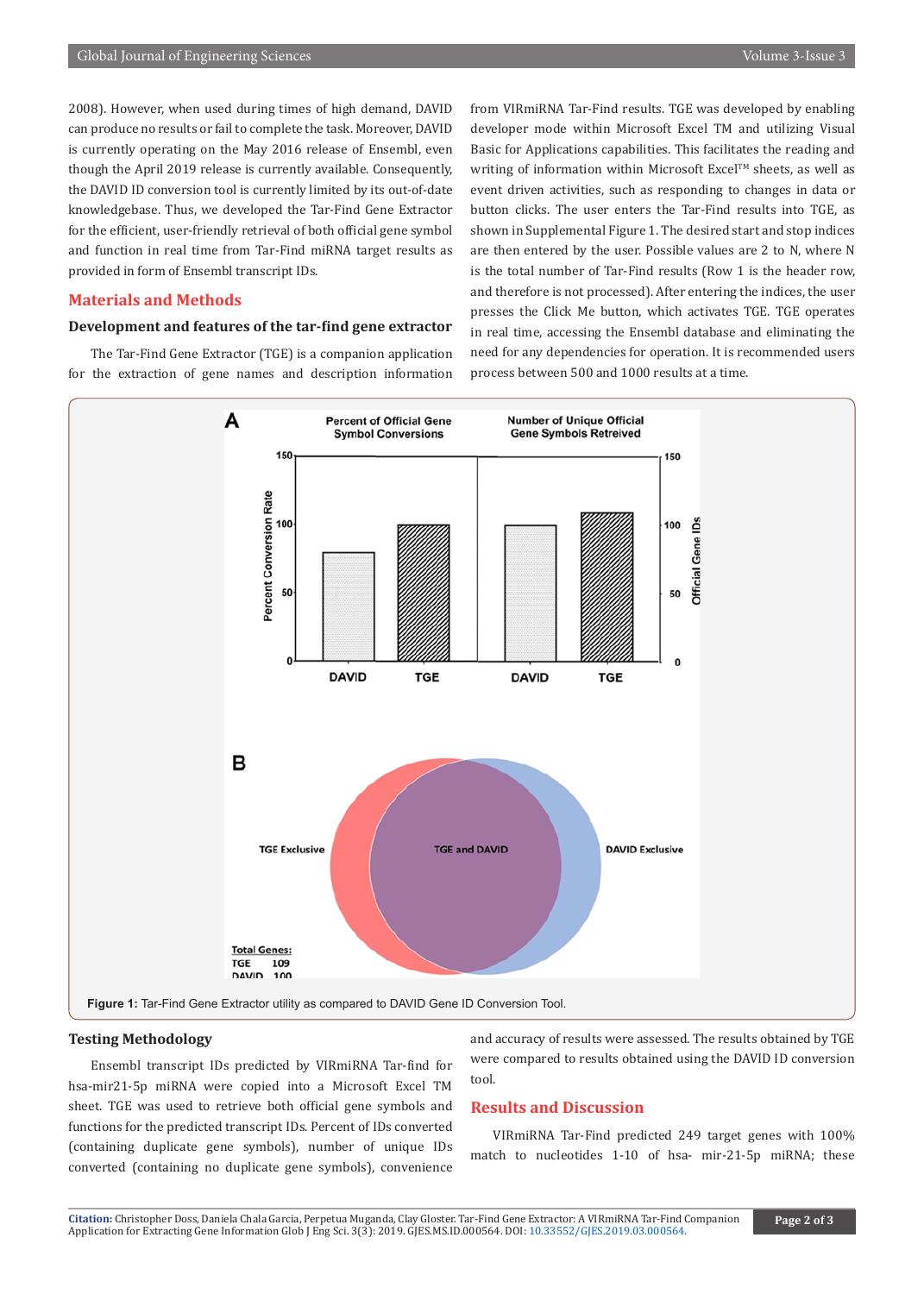2008). However, when used during times of high demand, DAVID can produce no results or fail to complete the task. Moreover, DAVID is currently operating on the May 2016 release of Ensembl, even though the April 2019 release is currently available. Consequently, the DAVID ID conversion tool is currently limited by its out-of-date knowledgebase. Thus, we developed the Tar-Find Gene Extractor for the efficient, user-friendly retrieval of both official gene symbol and function in real time from Tar-Find miRNA target results as provided in form of Ensembl transcript IDs.

## Materials and Methods

### Development and features of the tar-find gene extractor

The Tar-Find Gene Extractor (TGE) is a companion application for the extraction of gene names and description information from VIRmiRNA Tar-Find results. TGE was developed by enabling developer mode within Microsoft Excel TM and utilizing Visual Basic for Applications capabilities. This facilitates the reading and writing of information within Microsoft Excel™ sheets, as well as event driven activities, such as responding to changes in data or button clicks. The user enters the Tar-Find results into TGE, as shown in Supplemental Figure 1. The desired start and stop indices are then entered by the user. Possible values are 2 to N, where N is the total number of Tar-Find results (Row 1 is the header row, and therefore is not processed). After entering the indices, the user presses the Click Me button, which activates TGE. TGE operates in real time, accessing the Ensembl database and eliminating the need for any dependencies for operation. It is recommended users process between 500 and 1000 results at a time.

**Figure 1:** Tar-Find Gene Extractor utility as compared to DAVID Gene ID Conversion Tool.

### Testing Methodology

Ensembl transcript IDs predicted by VIRmiRNA Tar-find for hsa-mir21-5p miRNA were copied into a Microsoft Excel TM sheet. TGE was used to retrieve both official gene symbols and functions for the predicted transcript IDs. Percent of IDs converted (containing duplicate gene symbols), number of unique IDs converted (containing no duplicate gene symbols), convenience and accuracy of results were assessed. The results obtained by TGE were compared to results obtained using the DAVID ID conversion tool.

## Results and Discussion

VIRmiRNA Tar-Find predicted 249 target genes with 100% match to nucleotides 1-10 of hsa- mir-21-5p miRNA; these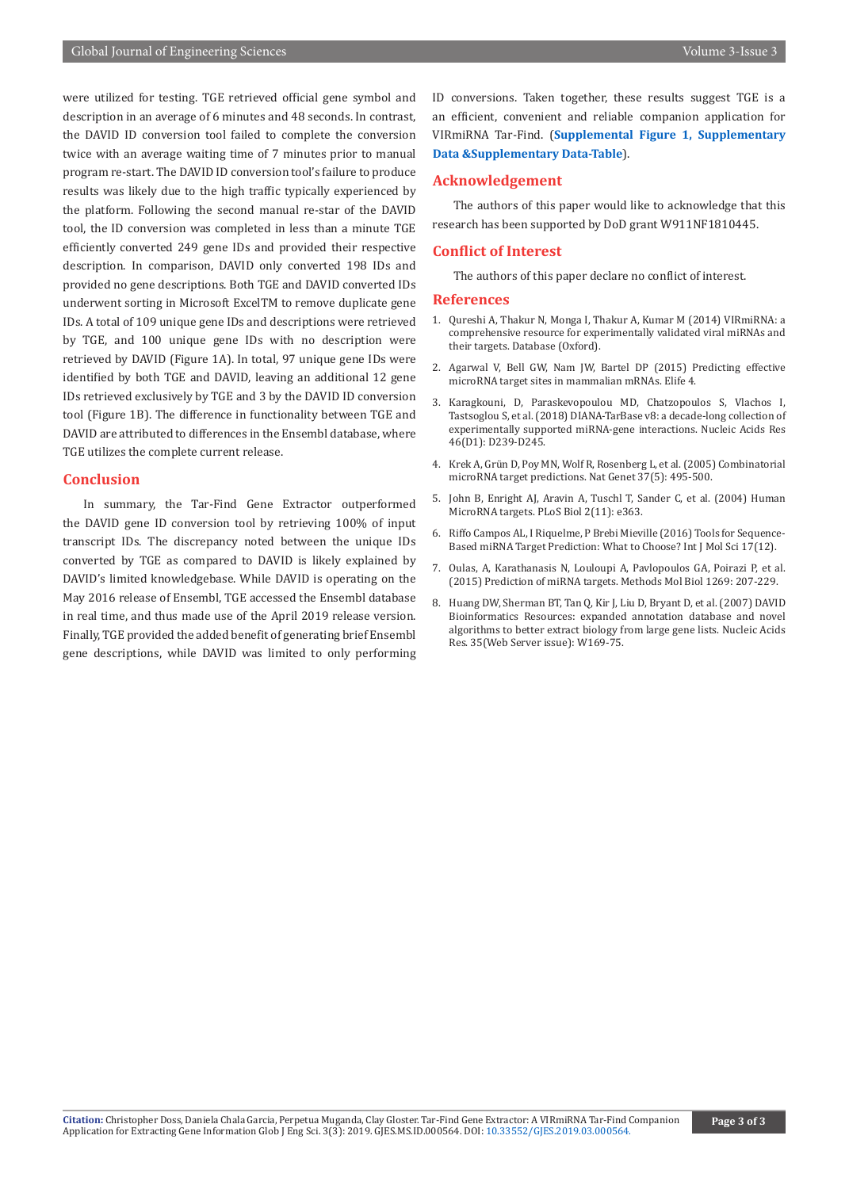were utilized for testing. TGE retrieved official gene symbol and description in an average of 6 minutes and 48 seconds. In contrast, the DAVID ID conversion tool failed to complete the conversion twice with an average waiting time of 7 minutes prior to manual program re-start. The DAVID ID conversion tool's failure to produce results was likely due to the high traffic typically experienced by the platform. Following the second manual re-star of the DAVID tool, the ID conversion was completed in less than a minute TGE efficiently converted 249 gene IDs and provided their respective description. In comparison, DAVID only converted 198 IDs and provided no gene descriptions. Both TGE and DAVID converted IDs underwent sorting in Microsoft ExcelTM to remove duplicate gene IDs. A total of 109 unique gene IDs and descriptions were retrieved by TGE, and 100 unique gene IDs with no description were retrieved by DAVID (Figure 1A). In total, 97 unique gene IDs were identified by both TGE and DAVID, leaving an additional 12 gene IDs retrieved exclusively by TGE and 3 by the DAVID ID conversion tool (Figure 1B). The difference in functionality between TGE and DAVID are attributed to differences in the Ensembl database, where TGE utilizes the complete current release.

## Conclusion

In summary, the Tar-Find Gene Extractor outperformed the DAVID gene ID conversion tool by retrieving 100% of input transcript IDs. The discrepancy noted between the unique IDs converted by TGE as compared to DAVID is likely explained by DAVID's limited knowledgebase. While DAVID is operating on the May 2016 release of Ensembl, TGE accessed the Ensembl database in real time, and thus made use of the April 2019 release version. Finally, TGE provided the added benefit of generating brief Ensembl gene descriptions, while DAVID was limited to only performing ID conversions. Taken together, these results suggest TGE is a an efficient, convenient and reliable companion application for VIRmiRNA Tar-Find. (**Supplemental Figure 1, Supplementary Data &Supplementary Data-Table**).

## Acknowledgement

The authors of this paper would like to acknowledge that this research has been supported by DoD grant W911NF1810445.

## Conflict of Interest

The authors of this paper declare no conflict of interest.

## References

1. Qureshi A, Thakur N, Monga I, Thakur A, Kumar M (2014) VIRmiRNA: a comprehensive resource for experimentally validated viral miRNAs and their targets. Database (Oxford).
2. Agarwal V, Bell GW, Nam JW, Bartel DP (2015) Predicting effective microRNA target sites in mammalian mRNAs. Elife 4.
3. Karagkouni, D, Paraskevopoulou MD, Chatzopoulos S, Vlachos I, Tastsoglou S, et al. (2018) DIANA-TarBase v8: a decade-long collection of experimentally supported miRNA-gene interactions. Nucleic Acids Res 46(D1): D239-D245.
4. Krek A, Grün D, Poy MN, Wolf R, Rosenberg L, et al. (2005) Combinatorial microRNA target predictions. Nat Genet 37(5): 495-500.
5. John B, Enright AJ, Aravin A, Tuschl T, Sander C, et al. (2004) Human MicroRNA targets. PLoS Biol 2(11): e363.
6. Riffo Campos AL, I Riquelme, P Brebi Mieville (2016) Tools for Sequence-Based miRNA Target Prediction: What to Choose? Int J Mol Sci 17(12).
7. Oulas, A, Karathanasis N, Louloupi A, Pavlopoulos GA, Poirazi P, et al. (2015) Prediction of miRNA targets. Methods Mol Biol 1269: 207-229.
8. Huang DW, Sherman BT, Tan Q, Kir J, Liu D, Bryant D, et al. (2007) DAVID Bioinformatics Resources: expanded annotation database and novel algorithms to better extract biology from large gene lists. Nucleic Acids Res. 35(Web Server issue): W169-75.